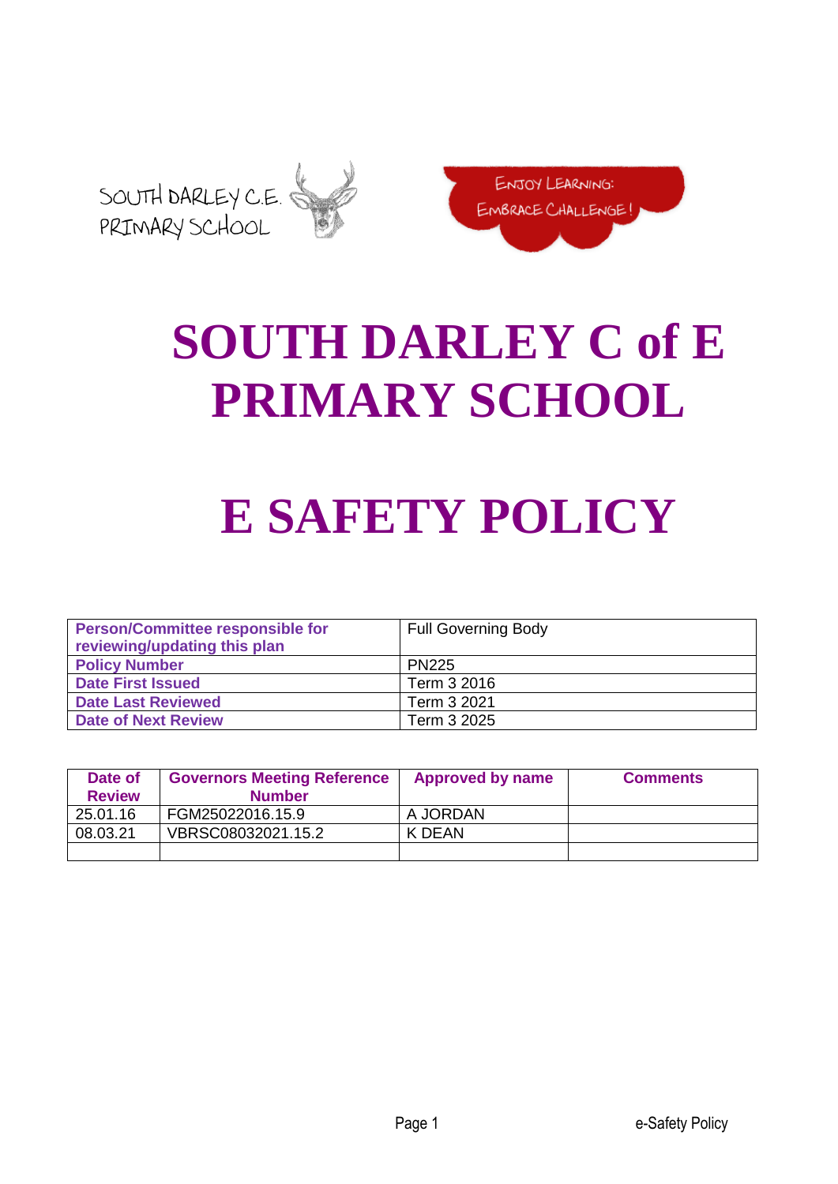SOUTH DARLEY C.E. PRIMARY SCHOOL

ENJOY LEARNING: EMBRACE CHALLENGE!

# SOUTH DARLEY C of E PRIMARY SCHOOL

# E SAFETY POLICY

| Person/Committee responsible for reviewing/updating this plan | Full Governing Body |
|---|---|
| Policy Number | PN225 |
| Date First Issued | Term 3 2016 |
| Date Last Reviewed | Term 3 2021 |
| Date of Next Review | Term 3 2025 |

| Date of Review | Governors Meeting Reference Number | Approved by name | Comments |
|---|---|---|---|
| 25.01.16 | FGM25022016.15.9 | A JORDAN | |
| 08.03.21 | VBRSC08032021.15.2 | K DEAN | |
| | | | |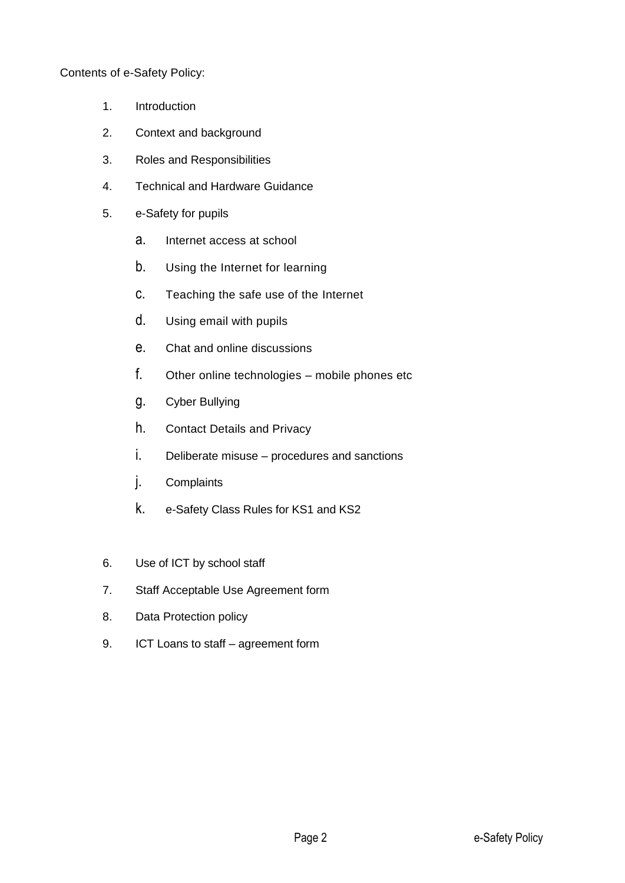Contents of e-Safety Policy:

1. Introduction
2. Context and background
3. Roles and Responsibilities
4. Technical and Hardware Guidance
5. e-Safety for pupils
    a. Internet access at school
    b. Using the Internet for learning
    c. Teaching the safe use of the Internet
    d. Using email with pupils
    e. Chat and online discussions
    f. Other online technologies – mobile phones etc
    g. Cyber Bullying
    h. Contact Details and Privacy
    i. Deliberate misuse – procedures and sanctions
    j. Complaints
    k. e-Safety Class Rules for KS1 and KS2
6. Use of ICT by school staff
7. Staff Acceptable Use Agreement form
8. Data Protection policy
9. ICT Loans to staff – agreement form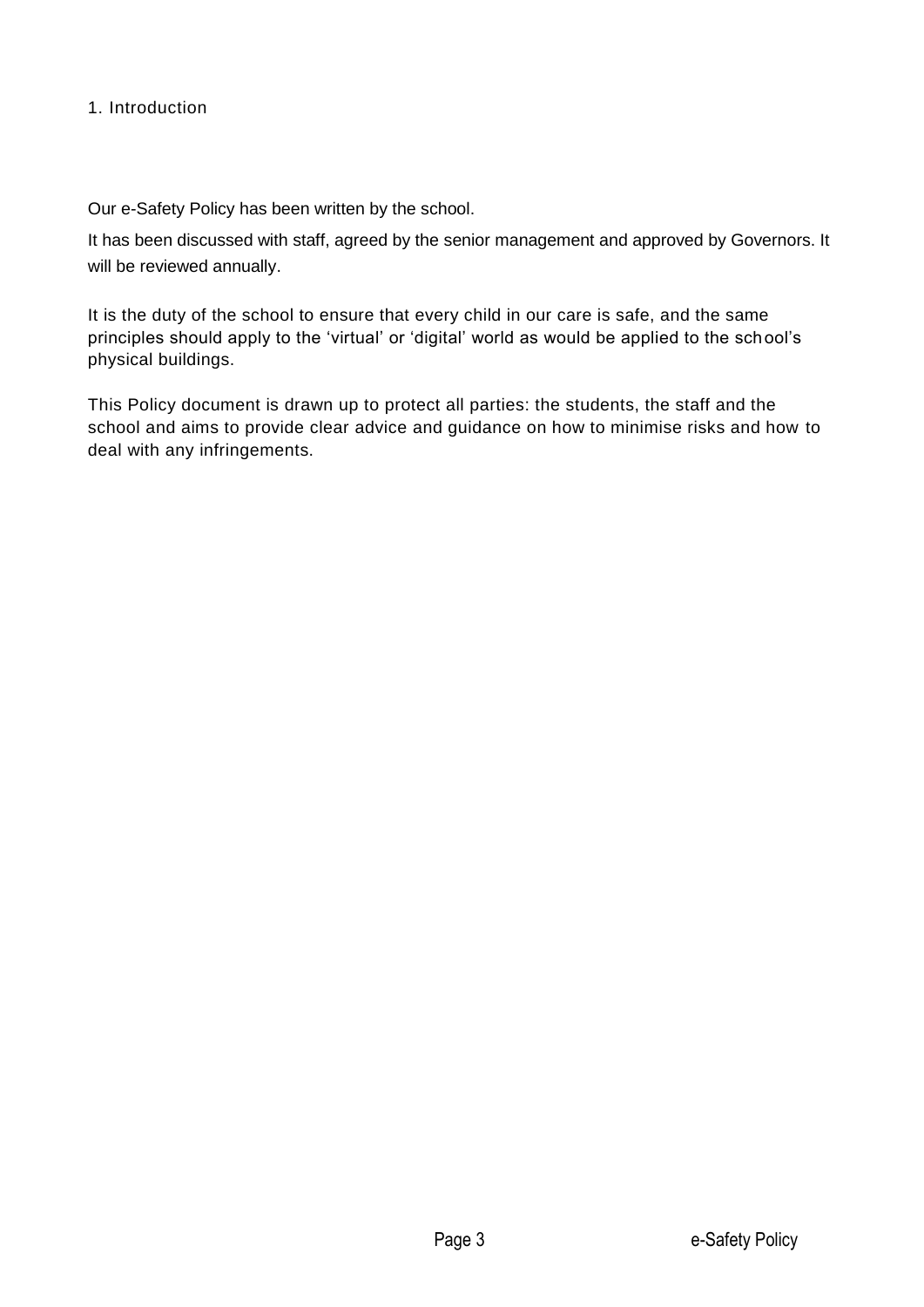# 1. Introduction

Our e-Safety Policy has been written by the school.

It has been discussed with staff, agreed by the senior management and approved by Governors. It will be reviewed annually.

It is the duty of the school to ensure that every child in our care is safe, and the same principles should apply to the 'virtual' or 'digital' world as would be applied to the school's physical buildings.

This Policy document is drawn up to protect all parties: the students, the staff and the school and aims to provide clear advice and guidance on how to minimise risks and how to deal with any infringements.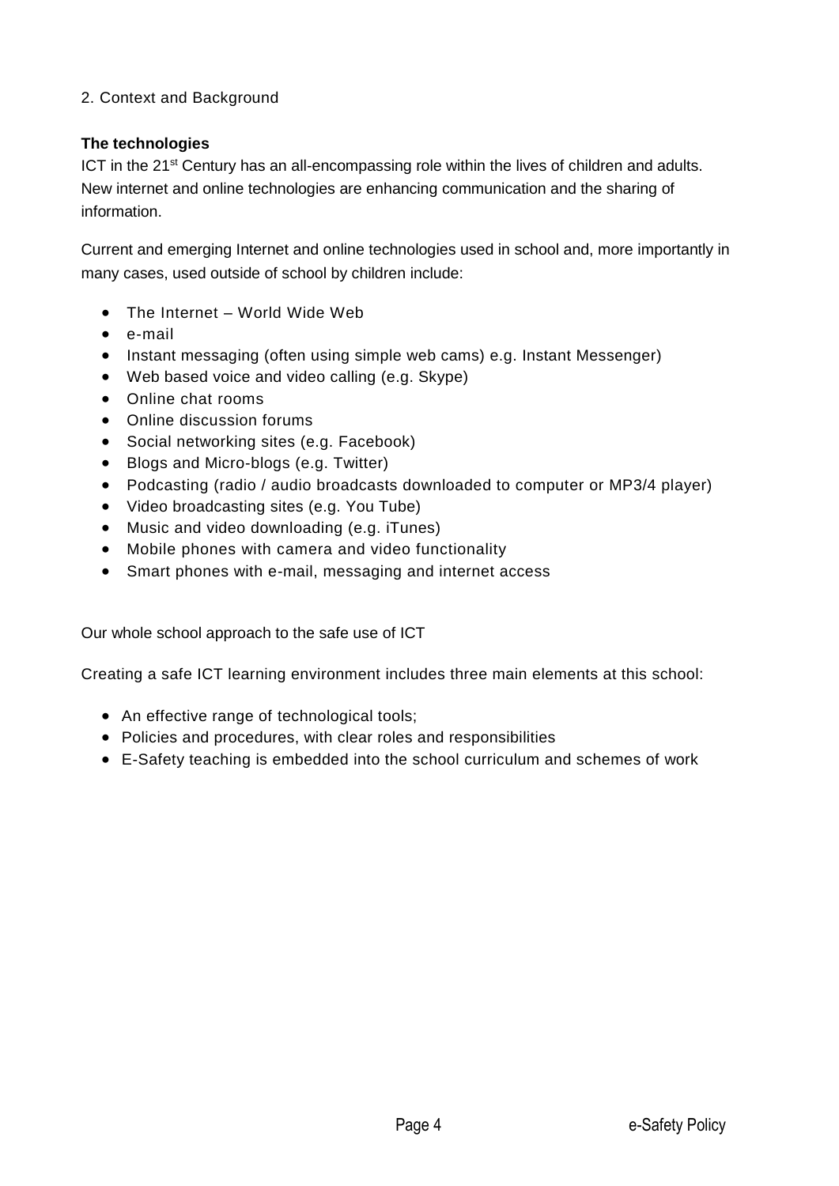## 2. Context and Background

### The technologies

ICT in the 21st Century has an all-encompassing role within the lives of children and adults. New internet and online technologies are enhancing communication and the sharing of information.

Current and emerging Internet and online technologies used in school and, more importantly in many cases, used outside of school by children include:

- The Internet – World Wide Web
- e-mail
- Instant messaging (often using simple web cams) e.g. Instant Messenger)
- Web based voice and video calling (e.g. Skype)
- Online chat rooms
- Online discussion forums
- Social networking sites (e.g. Facebook)
- Blogs and Micro-blogs (e.g. Twitter)
- Podcasting (radio / audio broadcasts downloaded to computer or MP3/4 player)
- Video broadcasting sites (e.g. You Tube)
- Music and video downloading (e.g. iTunes)
- Mobile phones with camera and video functionality
- Smart phones with e-mail, messaging and internet access

Our whole school approach to the safe use of ICT

Creating a safe ICT learning environment includes three main elements at this school:

- An effective range of technological tools;
- Policies and procedures, with clear roles and responsibilities
- E-Safety teaching is embedded into the school curriculum and schemes of work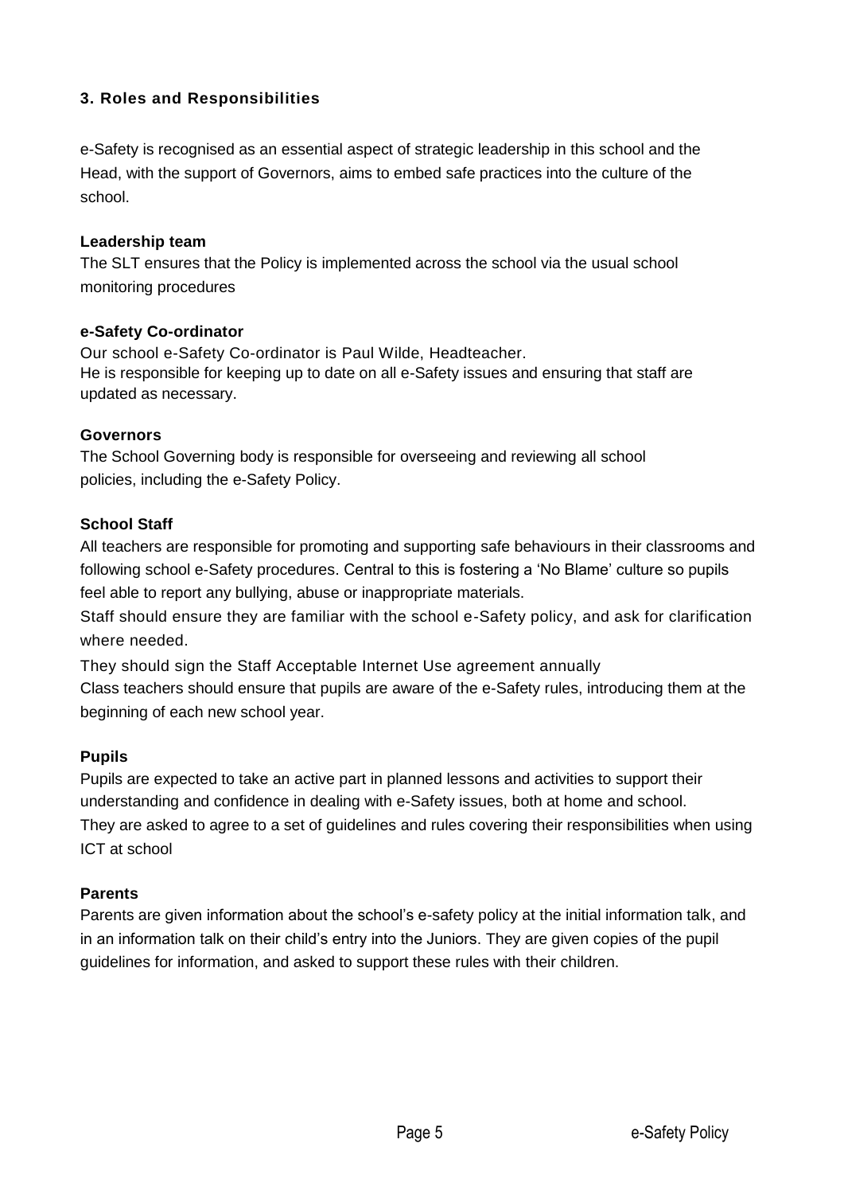## 3. Roles and Responsibilities

e-Safety is recognised as an essential aspect of strategic leadership in this school and the Head, with the support of Governors, aims to embed safe practices into the culture of the school.

### Leadership team

The SLT ensures that the Policy is implemented across the school via the usual school monitoring procedures

### e-Safety Co-ordinator

Our school e-Safety Co-ordinator is Paul Wilde, Headteacher.
He is responsible for keeping up to date on all e-Safety issues and ensuring that staff are updated as necessary.

### Governors

The School Governing body is responsible for overseeing and reviewing all school policies, including the e-Safety Policy.

### School Staff

All teachers are responsible for promoting and supporting safe behaviours in their classrooms and following school e-Safety procedures. Central to this is fostering a 'No Blame' culture so pupils feel able to report any bullying, abuse or inappropriate materials.

Staff should ensure they are familiar with the school e-Safety policy, and ask for clarification where needed.

They should sign the Staff Acceptable Internet Use agreement annually

Class teachers should ensure that pupils are aware of the e-Safety rules, introducing them at the beginning of each new school year.

### Pupils

Pupils are expected to take an active part in planned lessons and activities to support their understanding and confidence in dealing with e-Safety issues, both at home and school.

They are asked to agree to a set of guidelines and rules covering their responsibilities when using ICT at school

### Parents

Parents are given information about the school's e-safety policy at the initial information talk, and in an information talk on their child's entry into the Juniors. They are given copies of the pupil guidelines for information, and asked to support these rules with their children.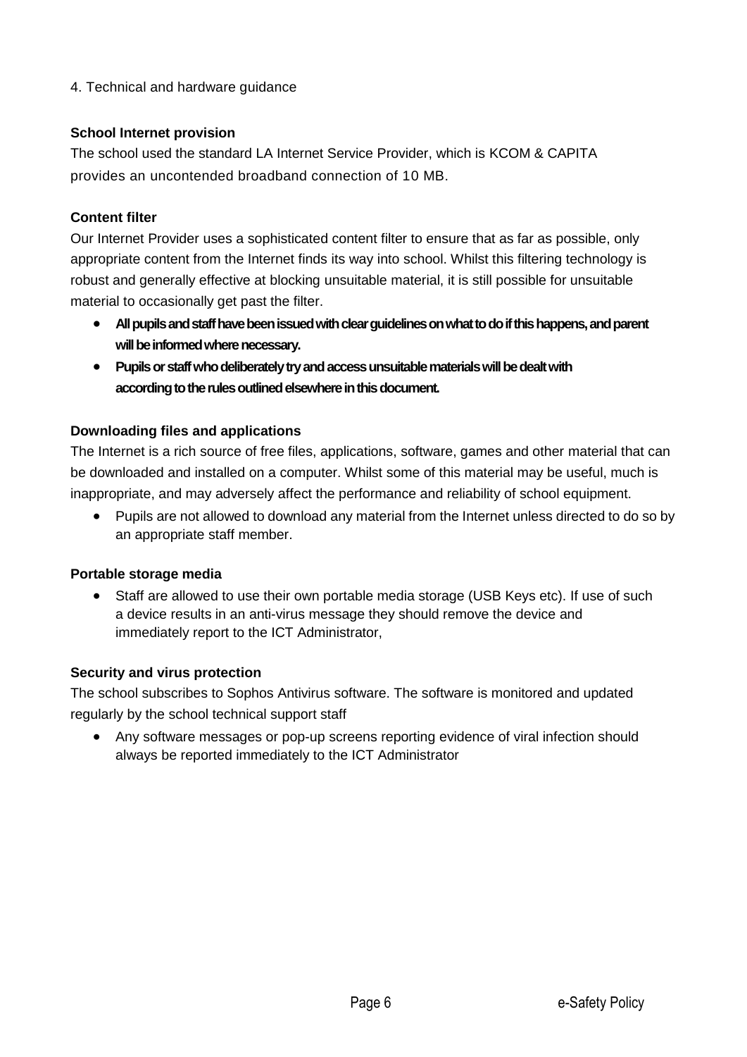4. Technical and hardware guidance

### School Internet provision

The school used the standard LA Internet Service Provider, which is KCOM & CAPITA provides an uncontended broadband connection of 10 MB.

### Content filter

Our Internet Provider uses a sophisticated content filter to ensure that as far as possible, only appropriate content from the Internet finds its way into school. Whilst this filtering technology is robust and generally effective at blocking unsuitable material, it is still possible for unsuitable material to occasionally get past the filter.

- **All pupils and staff have been issued with clear guidelines on what to do if this happens, and parent will be informed where necessary.**
- **Pupils or staff who deliberately try and access unsuitable materials will be dealt with according to the rules outlined elsewhere in this document.**

### Downloading files and applications

The Internet is a rich source of free files, applications, software, games and other material that can be downloaded and installed on a computer. Whilst some of this material may be useful, much is inappropriate, and may adversely affect the performance and reliability of school equipment.

- Pupils are not allowed to download any material from the Internet unless directed to do so by an appropriate staff member.

### Portable storage media

- Staff are allowed to use their own portable media storage (USB Keys etc). If use of such a device results in an anti-virus message they should remove the device and immediately report to the ICT Administrator,

### Security and virus protection

The school subscribes to Sophos Antivirus software. The software is monitored and updated regularly by the school technical support staff

- Any software messages or pop-up screens reporting evidence of viral infection should always be reported immediately to the ICT Administrator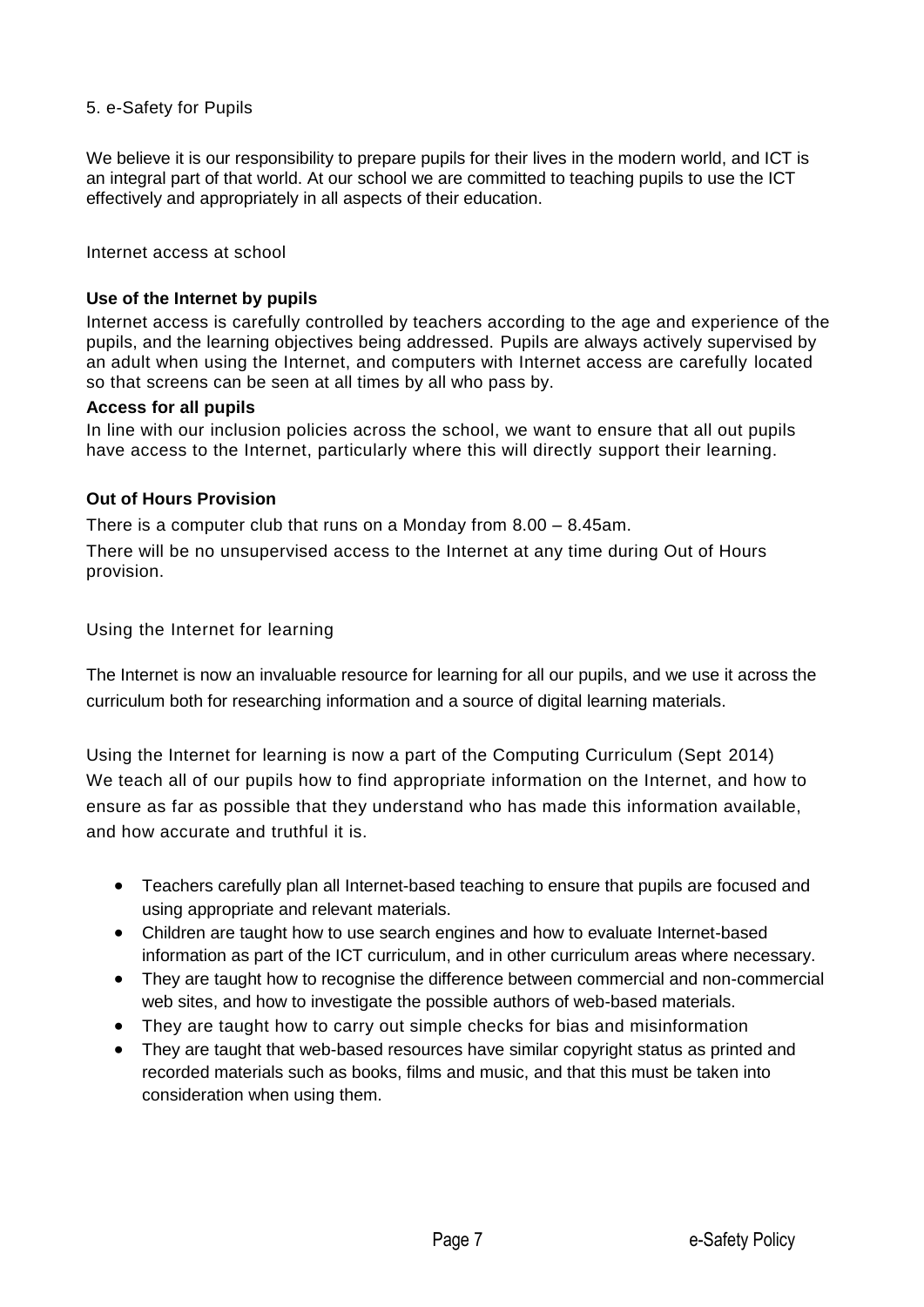## 5. e-Safety for Pupils

We believe it is our responsibility to prepare pupils for their lives in the modern world, and ICT is an integral part of that world. At our school we are committed to teaching pupils to use the ICT effectively and appropriately in all aspects of their education.

### Internet access at school

**Use of the Internet by pupils**

Internet access is carefully controlled by teachers according to the age and experience of the pupils, and the learning objectives being addressed. Pupils are always actively supervised by an adult when using the Internet, and computers with Internet access are carefully located so that screens can be seen at all times by all who pass by.

**Access for all pupils**

In line with our inclusion policies across the school, we want to ensure that all out pupils have access to the Internet, particularly where this will directly support their learning.

**Out of Hours Provision**

There is a computer club that runs on a Monday from 8.00 – 8.45am.

There will be no unsupervised access to the Internet at any time during Out of Hours provision.

### Using the Internet for learning

The Internet is now an invaluable resource for learning for all our pupils, and we use it across the curriculum both for researching information and a source of digital learning materials.

Using the Internet for learning is now a part of the Computing Curriculum (Sept 2014) We teach all of our pupils how to find appropriate information on the Internet, and how to ensure as far as possible that they understand who has made this information available, and how accurate and truthful it is.

- Teachers carefully plan all Internet-based teaching to ensure that pupils are focused and using appropriate and relevant materials.
- Children are taught how to use search engines and how to evaluate Internet-based information as part of the ICT curriculum, and in other curriculum areas where necessary.
- They are taught how to recognise the difference between commercial and non-commercial web sites, and how to investigate the possible authors of web-based materials.
- They are taught how to carry out simple checks for bias and misinformation
- They are taught that web-based resources have similar copyright status as printed and recorded materials such as books, films and music, and that this must be taken into consideration when using them.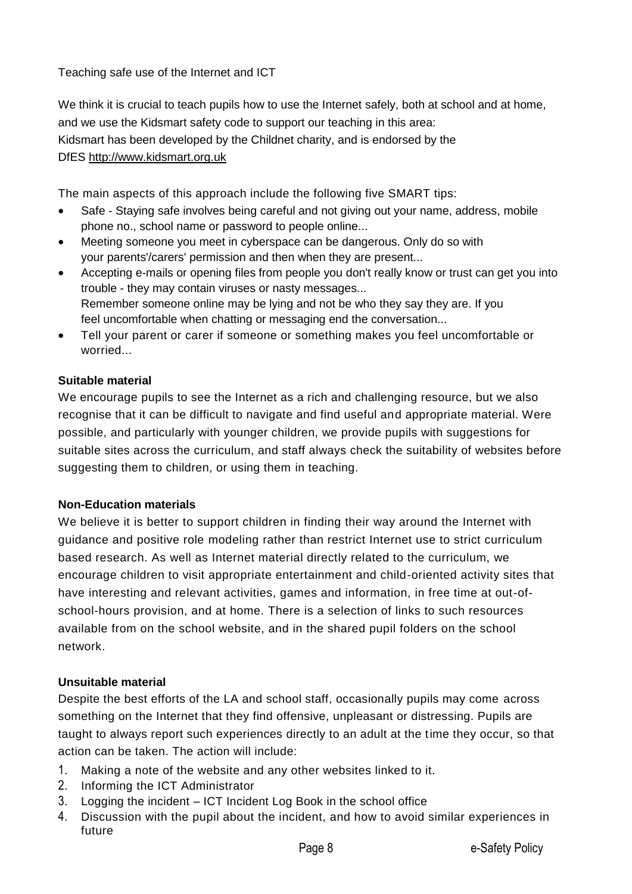Teaching safe use of the Internet and ICT

We think it is crucial to teach pupils how to use the Internet safely, both at school and at home, and we use the Kidsmart safety code to support our teaching in this area:
Kidsmart has been developed by the Childnet charity, and is endorsed by the DfES http://www.kidsmart.org.uk

The main aspects of this approach include the following five SMART tips:

- Safe - Staying safe involves being careful and not giving out your name, address, mobile phone no., school name or password to people online...
- Meeting someone you meet in cyberspace can be dangerous. Only do so with your parents'/carers' permission and then when they are present...
- Accepting e-mails or opening files from people you don't really know or trust can get you into trouble - they may contain viruses or nasty messages...
  Remember someone online may be lying and not be who they say they are. If you feel uncomfortable when chatting or messaging end the conversation...
- Tell your parent or carer if someone or something makes you feel uncomfortable or worried...

**Suitable material**

We encourage pupils to see the Internet as a rich and challenging resource, but we also recognise that it can be difficult to navigate and find useful and appropriate material. Were possible, and particularly with younger children, we provide pupils with suggestions for suitable sites across the curriculum, and staff always check the suitability of websites before suggesting them to children, or using them in teaching.

**Non-Education materials**

We believe it is better to support children in finding their way around the Internet with guidance and positive role modeling rather than restrict Internet use to strict curriculum based research. As well as Internet material directly related to the curriculum, we encourage children to visit appropriate entertainment and child-oriented activity sites that have interesting and relevant activities, games and information, in free time at out-of-school-hours provision, and at home. There is a selection of links to such resources available from on the school website, and in the shared pupil folders on the school network.

**Unsuitable material**

Despite the best efforts of the LA and school staff, occasionally pupils may come across something on the Internet that they find offensive, unpleasant or distressing. Pupils are taught to always report such experiences directly to an adult at the time they occur, so that action can be taken. The action will include:

1. Making a note of the website and any other websites linked to it.
2. Informing the ICT Administrator
3. Logging the incident – ICT Incident Log Book in the school office
4. Discussion with the pupil about the incident, and how to avoid similar experiences in future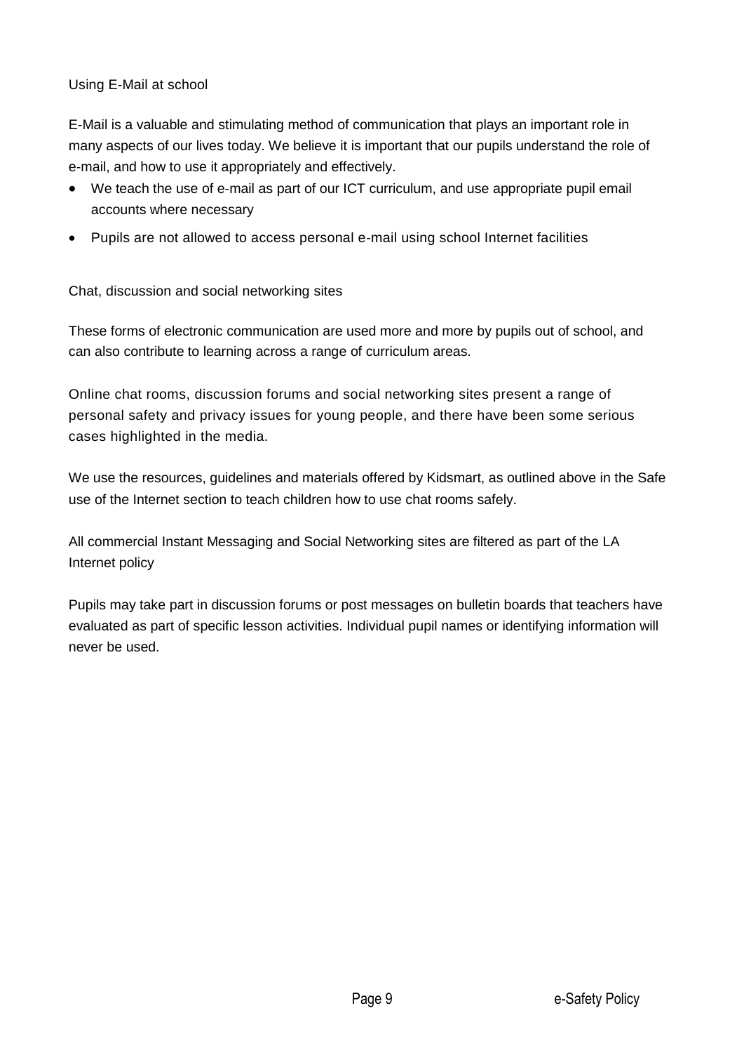## Using E-Mail at school

E-Mail is a valuable and stimulating method of communication that plays an important role in many aspects of our lives today. We believe it is important that our pupils understand the role of e-mail, and how to use it appropriately and effectively.

- We teach the use of e-mail as part of our ICT curriculum, and use appropriate pupil email accounts where necessary
- Pupils are not allowed to access personal e-mail using school Internet facilities

## Chat, discussion and social networking sites

These forms of electronic communication are used more and more by pupils out of school, and can also contribute to learning across a range of curriculum areas.

Online chat rooms, discussion forums and social networking sites present a range of personal safety and privacy issues for young people, and there have been some serious cases highlighted in the media.

We use the resources, guidelines and materials offered by Kidsmart, as outlined above in the Safe use of the Internet section to teach children how to use chat rooms safely.

All commercial Instant Messaging and Social Networking sites are filtered as part of the LA Internet policy

Pupils may take part in discussion forums or post messages on bulletin boards that teachers have evaluated as part of specific lesson activities. Individual pupil names or identifying information will never be used.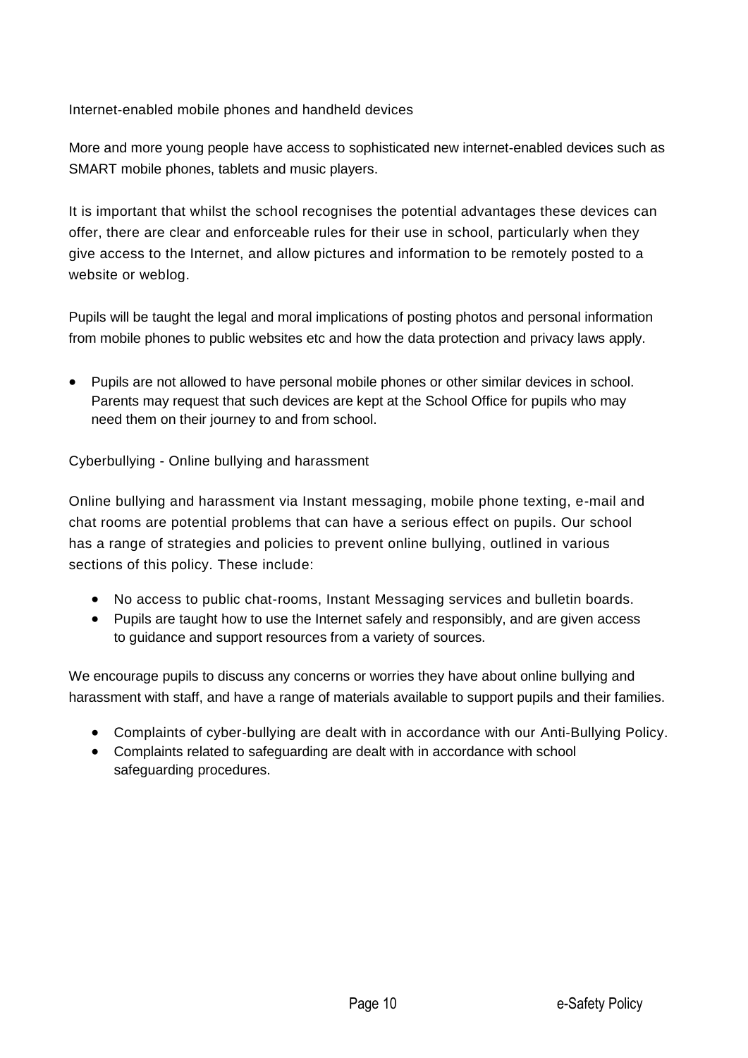## Internet-enabled mobile phones and handheld devices

More and more young people have access to sophisticated new internet-enabled devices such as SMART mobile phones, tablets and music players.

It is important that whilst the school recognises the potential advantages these devices can offer, there are clear and enforceable rules for their use in school, particularly when they give access to the Internet, and allow pictures and information to be remotely posted to a website or weblog.

Pupils will be taught the legal and moral implications of posting photos and personal information from mobile phones to public websites etc and how the data protection and privacy laws apply.

- Pupils are not allowed to have personal mobile phones or other similar devices in school. Parents may request that such devices are kept at the School Office for pupils who may need them on their journey to and from school.

## Cyberbullying - Online bullying and harassment

Online bullying and harassment via Instant messaging, mobile phone texting, e-mail and chat rooms are potential problems that can have a serious effect on pupils. Our school has a range of strategies and policies to prevent online bullying, outlined in various sections of this policy. These include:

- No access to public chat-rooms, Instant Messaging services and bulletin boards.
- Pupils are taught how to use the Internet safely and responsibly, and are given access to guidance and support resources from a variety of sources.

We encourage pupils to discuss any concerns or worries they have about online bullying and harassment with staff, and have a range of materials available to support pupils and their families.

- Complaints of cyber-bullying are dealt with in accordance with our Anti-Bullying Policy.
- Complaints related to safeguarding are dealt with in accordance with school safeguarding procedures.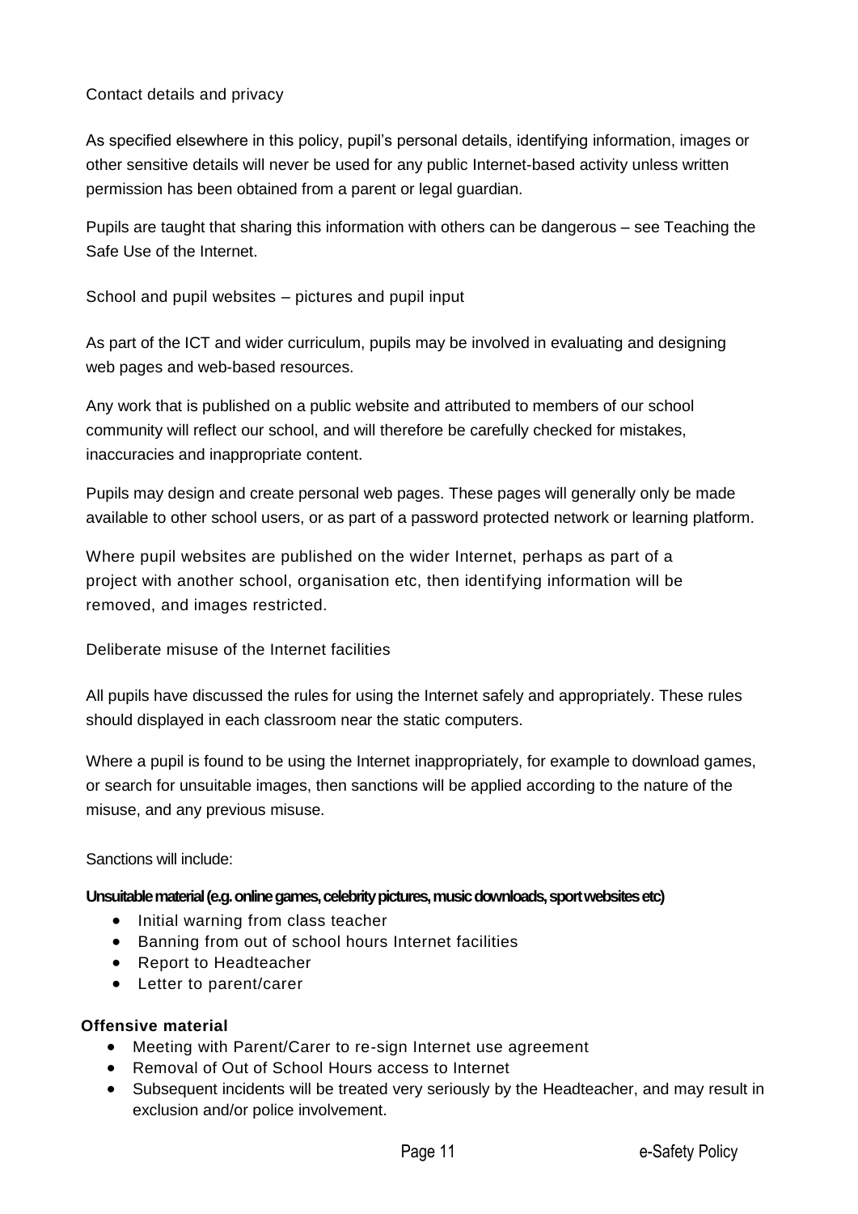## Contact details and privacy

As specified elsewhere in this policy, pupil's personal details, identifying information, images or other sensitive details will never be used for any public Internet-based activity unless written permission has been obtained from a parent or legal guardian.

Pupils are taught that sharing this information with others can be dangerous – see Teaching the Safe Use of the Internet.

## School and pupil websites – pictures and pupil input

As part of the ICT and wider curriculum, pupils may be involved in evaluating and designing web pages and web-based resources.

Any work that is published on a public website and attributed to members of our school community will reflect our school, and will therefore be carefully checked for mistakes, inaccuracies and inappropriate content.

Pupils may design and create personal web pages. These pages will generally only be made available to other school users, or as part of a password protected network or learning platform.

Where pupil websites are published on the wider Internet, perhaps as part of a project with another school, organisation etc, then identifying information will be removed, and images restricted.

## Deliberate misuse of the Internet facilities

All pupils have discussed the rules for using the Internet safely and appropriately. These rules should displayed in each classroom near the static computers.

Where a pupil is found to be using the Internet inappropriately, for example to download games, or search for unsuitable images, then sanctions will be applied according to the nature of the misuse, and any previous misuse.

Sanctions will include:

**Unsuitable material (e.g. online games, celebrity pictures, music downloads, sport websites etc)**

- Initial warning from class teacher
- Banning from out of school hours Internet facilities
- Report to Headteacher
- Letter to parent/carer

**Offensive material**

- Meeting with Parent/Carer to re-sign Internet use agreement
- Removal of Out of School Hours access to Internet
- Subsequent incidents will be treated very seriously by the Headteacher, and may result in exclusion and/or police involvement.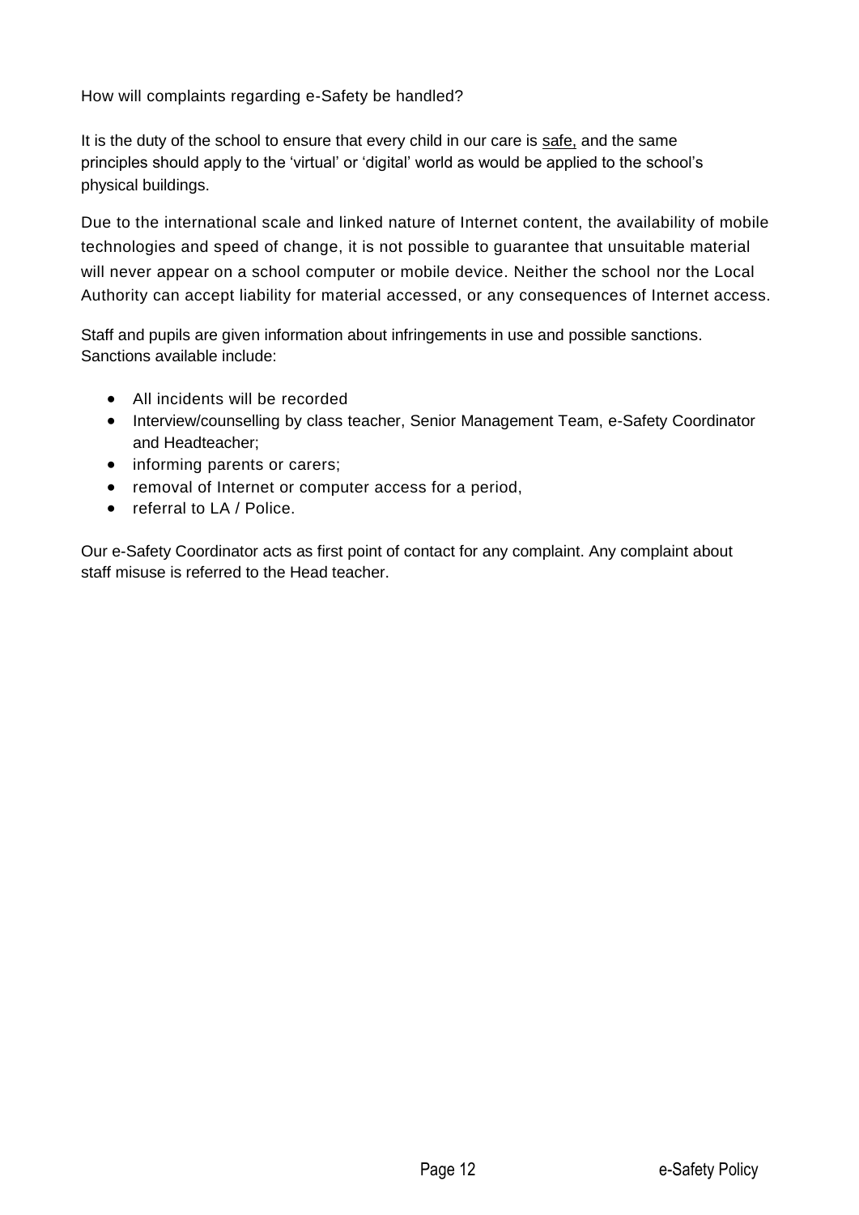## How will complaints regarding e-Safety be handled?

It is the duty of the school to ensure that every child in our care is safe, and the same principles should apply to the 'virtual' or 'digital' world as would be applied to the school's physical buildings.

Due to the international scale and linked nature of Internet content, the availability of mobile technologies and speed of change, it is not possible to guarantee that unsuitable material will never appear on a school computer or mobile device. Neither the school nor the Local Authority can accept liability for material accessed, or any consequences of Internet access.

Staff and pupils are given information about infringements in use and possible sanctions. Sanctions available include:

- All incidents will be recorded
- Interview/counselling by class teacher, Senior Management Team, e-Safety Coordinator and Headteacher;
- informing parents or carers;
- removal of Internet or computer access for a period,
- referral to LA / Police.

Our e-Safety Coordinator acts as first point of contact for any complaint. Any complaint about staff misuse is referred to the Head teacher.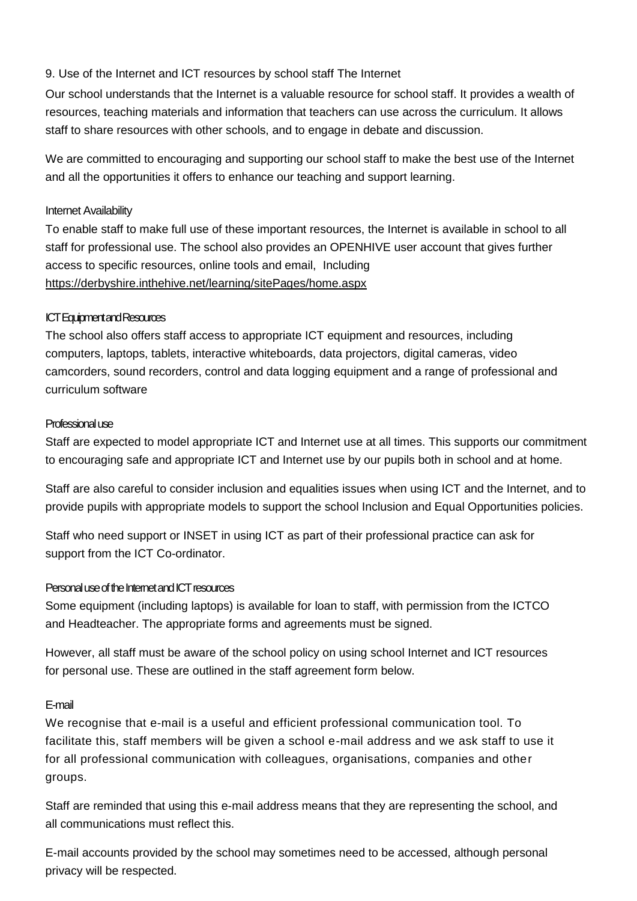## 9. Use of the Internet and ICT resources by school staff The Internet

Our school understands that the Internet is a valuable resource for school staff. It provides a wealth of resources, teaching materials and information that teachers can use across the curriculum. It allows staff to share resources with other schools, and to engage in debate and discussion.

We are committed to encouraging and supporting our school staff to make the best use of the Internet and all the opportunities it offers to enhance our teaching and support learning.

### Internet Availability

To enable staff to make full use of these important resources, the Internet is available in school to all staff for professional use. The school also provides an OPENHIVE user account that gives further access to specific resources, online tools and email, Including https://derbyshire.inthehive.net/learning/sitePages/home.aspx

### ICT Equipment and Resources

The school also offers staff access to appropriate ICT equipment and resources, including computers, laptops, tablets, interactive whiteboards, data projectors, digital cameras, video camcorders, sound recorders, control and data logging equipment and a range of professional and curriculum software

### Professional use

Staff are expected to model appropriate ICT and Internet use at all times. This supports our commitment to encouraging safe and appropriate ICT and Internet use by our pupils both in school and at home.

Staff are also careful to consider inclusion and equalities issues when using ICT and the Internet, and to provide pupils with appropriate models to support the school Inclusion and Equal Opportunities policies.

Staff who need support or INSET in using ICT as part of their professional practice can ask for support from the ICT Co-ordinator.

### Personal use of the Internet and ICT resources

Some equipment (including laptops) is available for loan to staff, with permission from the ICTCO and Headteacher. The appropriate forms and agreements must be signed.

However, all staff must be aware of the school policy on using school Internet and ICT resources for personal use. These are outlined in the staff agreement form below.

### E-mail

We recognise that e-mail is a useful and efficient professional communication tool. To facilitate this, staff members will be given a school e-mail address and we ask staff to use it for all professional communication with colleagues, organisations, companies and other groups.

Staff are reminded that using this e-mail address means that they are representing the school, and all communications must reflect this.

E-mail accounts provided by the school may sometimes need to be accessed, although personal privacy will be respected.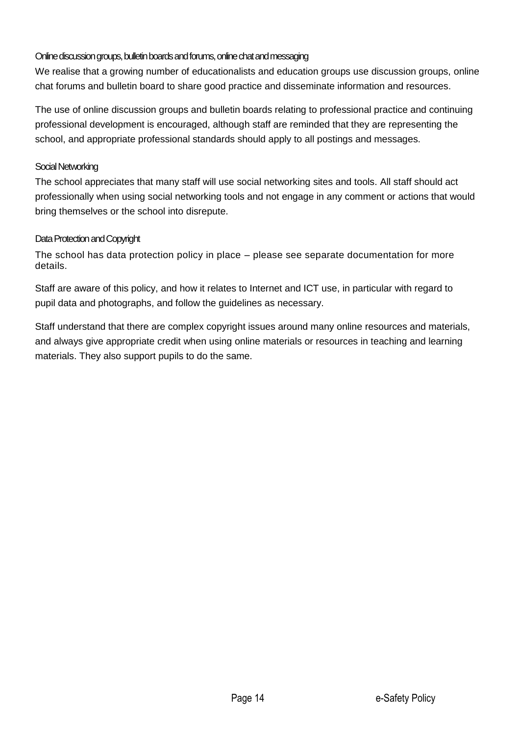### Online discussion groups, bulletin boards and forums, online chat and messaging

We realise that a growing number of educationalists and education groups use discussion groups, online chat forums and bulletin board to share good practice and disseminate information and resources.

The use of online discussion groups and bulletin boards relating to professional practice and continuing professional development is encouraged, although staff are reminded that they are representing the school, and appropriate professional standards should apply to all postings and messages.

### Social Networking

The school appreciates that many staff will use social networking sites and tools. All staff should act professionally when using social networking tools and not engage in any comment or actions that would bring themselves or the school into disrepute.

### Data Protection and Copyright

The school has data protection policy in place – please see separate documentation for more details.

Staff are aware of this policy, and how it relates to Internet and ICT use, in particular with regard to pupil data and photographs, and follow the guidelines as necessary.

Staff understand that there are complex copyright issues around many online resources and materials, and always give appropriate credit when using online materials or resources in teaching and learning materials. They also support pupils to do the same.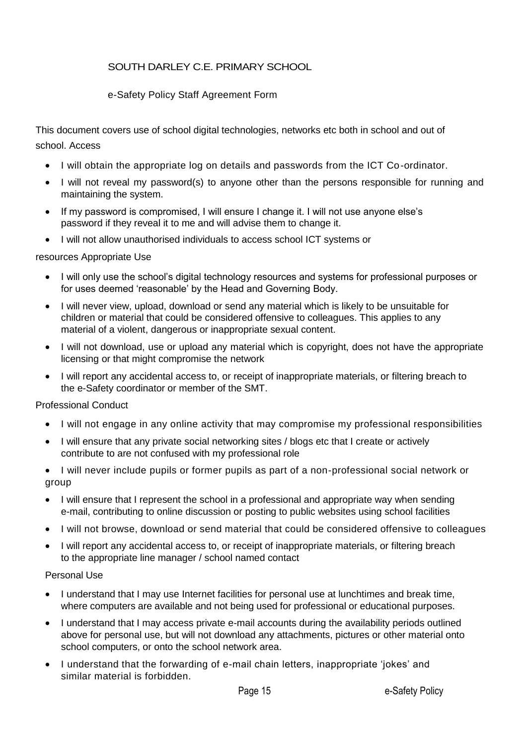SOUTH DARLEY C.E. PRIMARY SCHOOL

e-Safety Policy Staff Agreement Form

This document covers use of school digital technologies, networks etc both in school and out of school. Access

- I will obtain the appropriate log on details and passwords from the ICT Co-ordinator.
- I will not reveal my password(s) to anyone other than the persons responsible for running and maintaining the system.
- If my password is compromised, I will ensure I change it. I will not use anyone else's password if they reveal it to me and will advise them to change it.
- I will not allow unauthorised individuals to access school ICT systems or

resources Appropriate Use

- I will only use the school's digital technology resources and systems for professional purposes or for uses deemed 'reasonable' by the Head and Governing Body.
- I will never view, upload, download or send any material which is likely to be unsuitable for children or material that could be considered offensive to colleagues. This applies to any material of a violent, dangerous or inappropriate sexual content.
- I will not download, use or upload any material which is copyright, does not have the appropriate licensing or that might compromise the network
- I will report any accidental access to, or receipt of inappropriate materials, or filtering breach to the e-Safety coordinator or member of the SMT.

Professional Conduct

- I will not engage in any online activity that may compromise my professional responsibilities
- I will ensure that any private social networking sites / blogs etc that I create or actively contribute to are not confused with my professional role
- I will never include pupils or former pupils as part of a non-professional social network or group
- I will ensure that I represent the school in a professional and appropriate way when sending e-mail, contributing to online discussion or posting to public websites using school facilities
- I will not browse, download or send material that could be considered offensive to colleagues
- I will report any accidental access to, or receipt of inappropriate materials, or filtering breach to the appropriate line manager / school named contact

Personal Use

- I understand that I may use Internet facilities for personal use at lunchtimes and break time, where computers are available and not being used for professional or educational purposes.
- I understand that I may access private e-mail accounts during the availability periods outlined above for personal use, but will not download any attachments, pictures or other material onto school computers, or onto the school network area.
- I understand that the forwarding of e-mail chain letters, inappropriate 'jokes' and similar material is forbidden.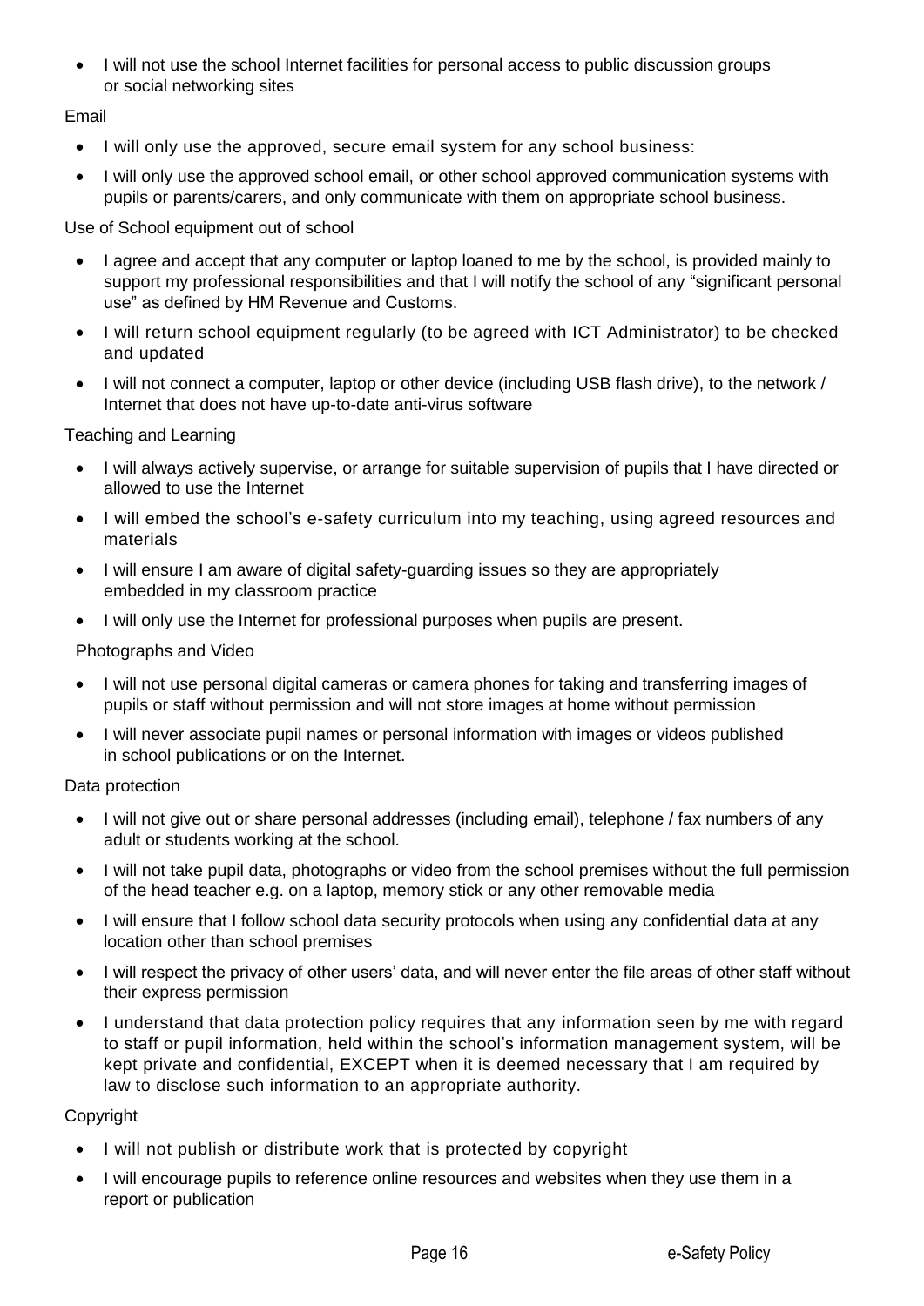- I will not use the school Internet facilities for personal access to public discussion groups or social networking sites

Email

- I will only use the approved, secure email system for any school business:
- I will only use the approved school email, or other school approved communication systems with pupils or parents/carers, and only communicate with them on appropriate school business.

Use of School equipment out of school

- I agree and accept that any computer or laptop loaned to me by the school, is provided mainly to support my professional responsibilities and that I will notify the school of any "significant personal use" as defined by HM Revenue and Customs.
- I will return school equipment regularly (to be agreed with ICT Administrator) to be checked and updated
- I will not connect a computer, laptop or other device (including USB flash drive), to the network / Internet that does not have up-to-date anti-virus software

Teaching and Learning

- I will always actively supervise, or arrange for suitable supervision of pupils that I have directed or allowed to use the Internet
- I will embed the school's e-safety curriculum into my teaching, using agreed resources and materials
- I will ensure I am aware of digital safety-guarding issues so they are appropriately embedded in my classroom practice
- I will only use the Internet for professional purposes when pupils are present.

Photographs and Video

- I will not use personal digital cameras or camera phones for taking and transferring images of pupils or staff without permission and will not store images at home without permission
- I will never associate pupil names or personal information with images or videos published in school publications or on the Internet.

Data protection

- I will not give out or share personal addresses (including email), telephone / fax numbers of any adult or students working at the school.
- I will not take pupil data, photographs or video from the school premises without the full permission of the head teacher e.g. on a laptop, memory stick or any other removable media
- I will ensure that I follow school data security protocols when using any confidential data at any location other than school premises
- I will respect the privacy of other users' data, and will never enter the file areas of other staff without their express permission
- I understand that data protection policy requires that any information seen by me with regard to staff or pupil information, held within the school's information management system, will be kept private and confidential, EXCEPT when it is deemed necessary that I am required by law to disclose such information to an appropriate authority.

Copyright

- I will not publish or distribute work that is protected by copyright
- I will encourage pupils to reference online resources and websites when they use them in a report or publication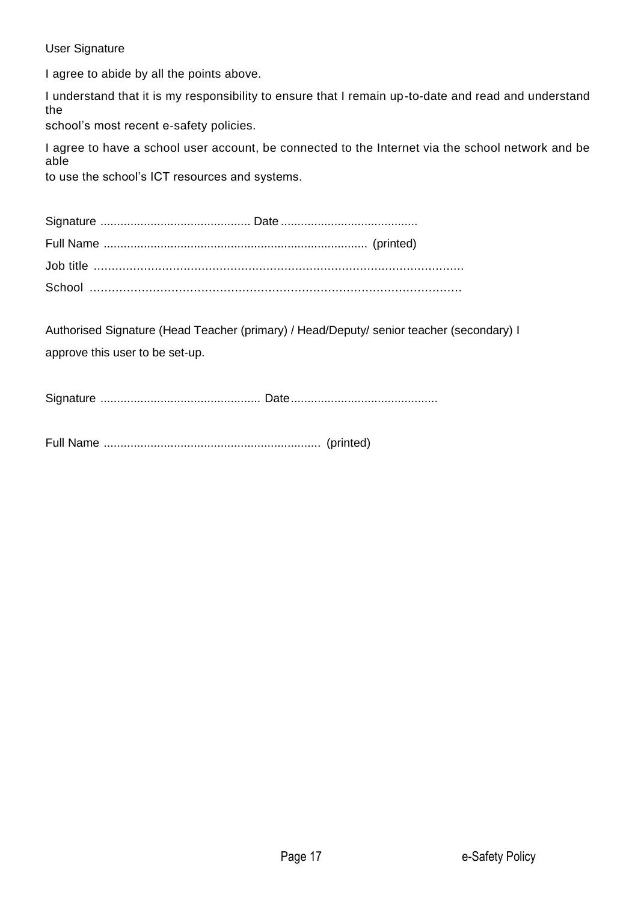User Signature

I agree to abide by all the points above.

I understand that it is my responsibility to ensure that I remain up-to-date and read and understand the school's most recent e-safety policies.

I agree to have a school user account, be connected to the Internet via the school network and be able to use the school's ICT resources and systems.

Signature ............................................ Date ........................................

Full Name .............................................................................. (printed)

Job title .......................................................................................................

School ...................................................................................................

Authorised Signature (Head Teacher (primary) / Head/Deputy/ senior teacher (secondary) I approve this user to be set-up.

Signature ................................................ Date............................................

Full Name ................................................................ (printed)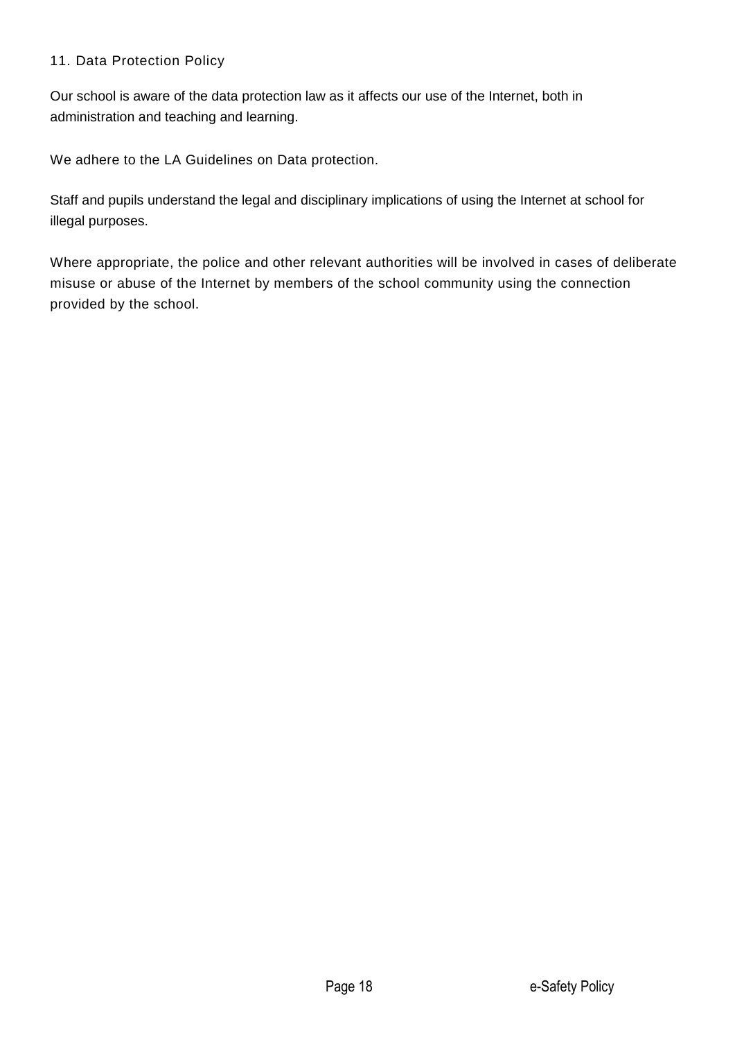## 11. Data Protection Policy

Our school is aware of the data protection law as it affects our use of the Internet, both in administration and teaching and learning.

We adhere to the LA Guidelines on Data protection.

Staff and pupils understand the legal and disciplinary implications of using the Internet at school for illegal purposes.

Where appropriate, the police and other relevant authorities will be involved in cases of deliberate misuse or abuse of the Internet by members of the school community using the connection provided by the school.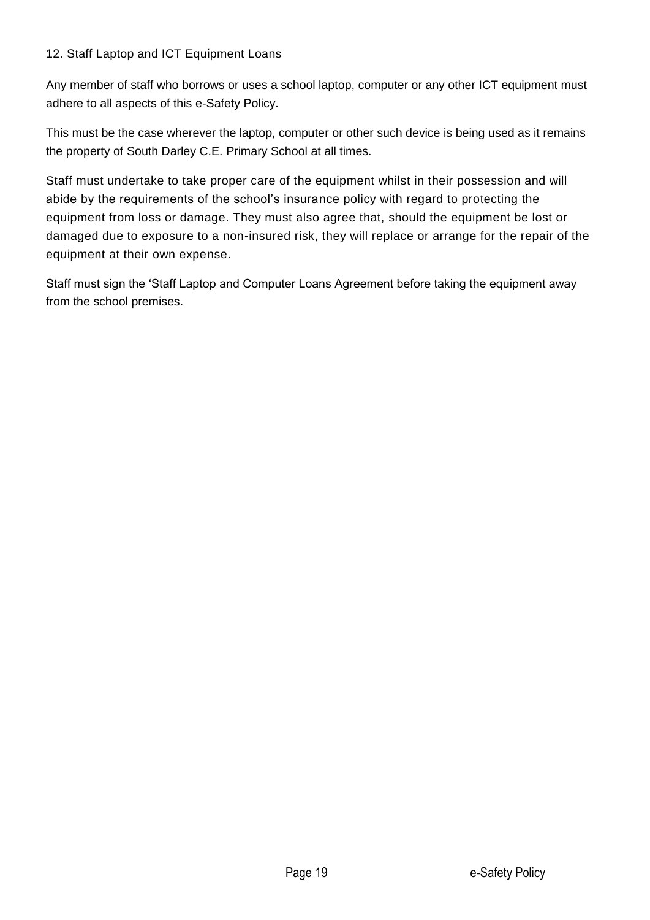## 12. Staff Laptop and ICT Equipment Loans

Any member of staff who borrows or uses a school laptop, computer or any other ICT equipment must adhere to all aspects of this e-Safety Policy.

This must be the case wherever the laptop, computer or other such device is being used as it remains the property of South Darley C.E. Primary School at all times.

Staff must undertake to take proper care of the equipment whilst in their possession and will abide by the requirements of the school's insurance policy with regard to protecting the equipment from loss or damage. They must also agree that, should the equipment be lost or damaged due to exposure to a non-insured risk, they will replace or arrange for the repair of the equipment at their own expense.

Staff must sign the 'Staff Laptop and Computer Loans Agreement before taking the equipment away from the school premises.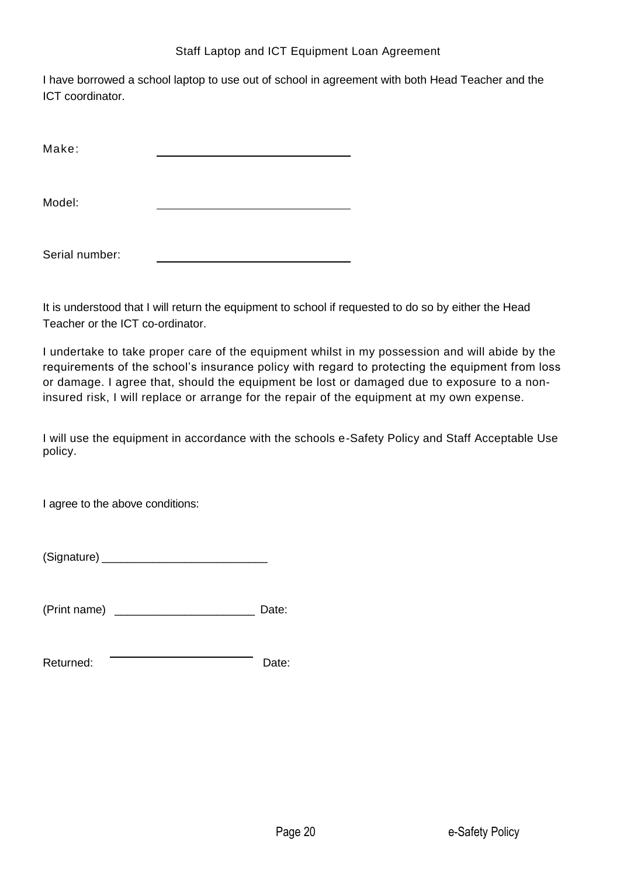## Staff Laptop and ICT Equipment Loan Agreement

I have borrowed a school laptop to use out of school in agreement with both Head Teacher and the ICT coordinator.

Make: ______________________________

Model: ______________________________

Serial number: ______________________________

It is understood that I will return the equipment to school if requested to do so by either the Head Teacher or the ICT co-ordinator.

I undertake to take proper care of the equipment whilst in my possession and will abide by the requirements of the school's insurance policy with regard to protecting the equipment from loss or damage. I agree that, should the equipment be lost or damaged due to exposure to a non-insured risk, I will replace or arrange for the repair of the equipment at my own expense.

I will use the equipment in accordance with the schools e-Safety Policy and Staff Acceptable Use policy.

I agree to the above conditions:

(Signature) ___________________________

(Print name) ______________________ Date:

Returned: ______________________ Date: